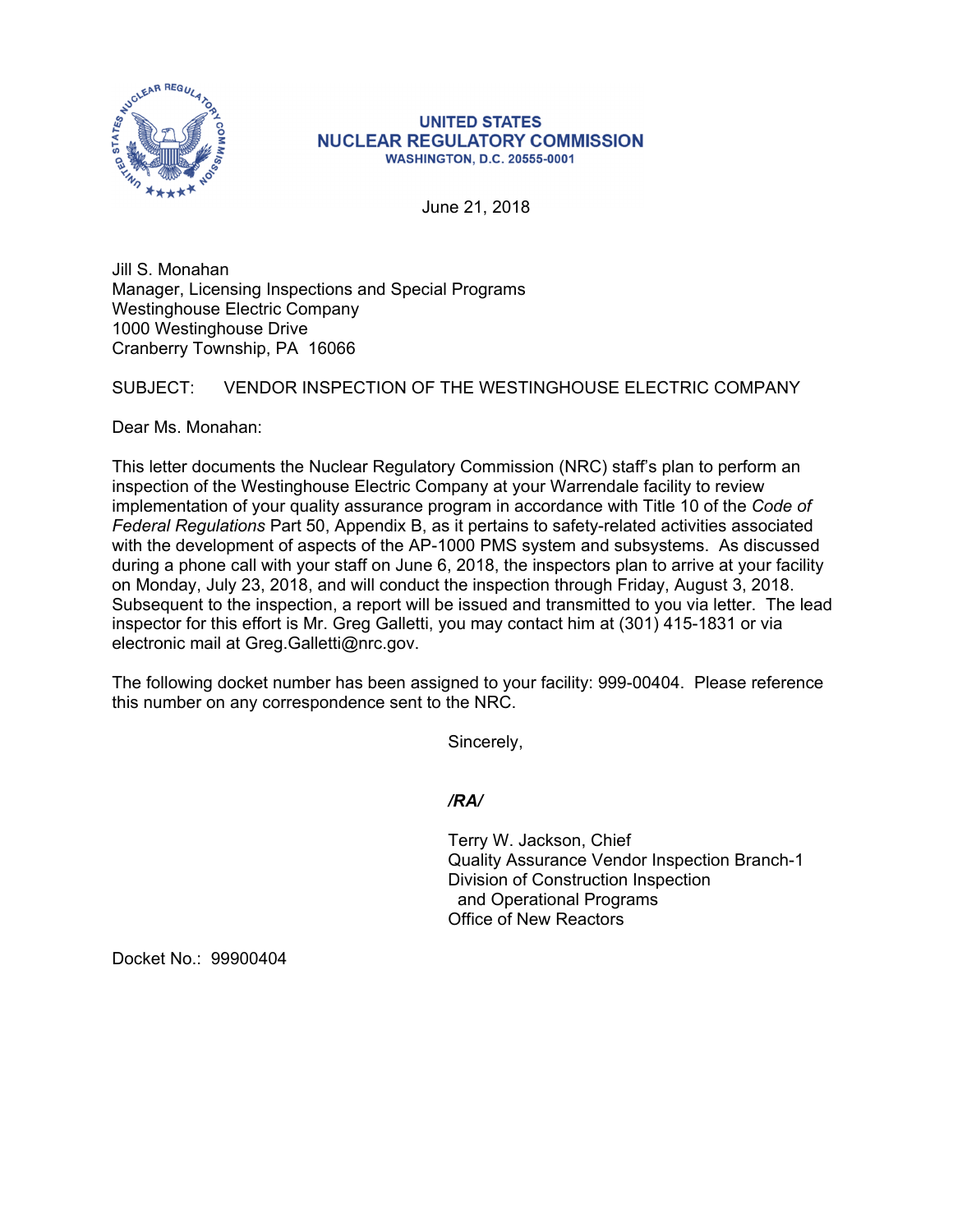**UNITED STATES**
**NUCLEAR REGULATORY COMMISSION**
**WASHINGTON, D.C. 20555-0001**

June 21, 2018

Jill S. Monahan
Manager, Licensing Inspections and Special Programs
Westinghouse Electric Company
1000 Westinghouse Drive
Cranberry Township, PA 16066

SUBJECT: VENDOR INSPECTION OF THE WESTINGHOUSE ELECTRIC COMPANY

Dear Ms. Monahan:

This letter documents the Nuclear Regulatory Commission (NRC) staff's plan to perform an inspection of the Westinghouse Electric Company at your Warrendale facility to review implementation of your quality assurance program in accordance with Title 10 of the *Code of Federal Regulations* Part 50, Appendix B, as it pertains to safety-related activities associated with the development of aspects of the AP-1000 PMS system and subsystems. As discussed during a phone call with your staff on June 6, 2018, the inspectors plan to arrive at your facility on Monday, July 23, 2018, and will conduct the inspection through Friday, August 3, 2018. Subsequent to the inspection, a report will be issued and transmitted to you via letter. The lead inspector for this effort is Mr. Greg Galletti, you may contact him at (301) 415-1831 or via electronic mail at Greg.Galletti@nrc.gov.

The following docket number has been assigned to your facility: 999-00404. Please reference this number on any correspondence sent to the NRC.

Sincerely,

*/RA/*

Terry W. Jackson, Chief
Quality Assurance Vendor Inspection Branch-1
Division of Construction Inspection
and Operational Programs
Office of New Reactors

Docket No.: 99900404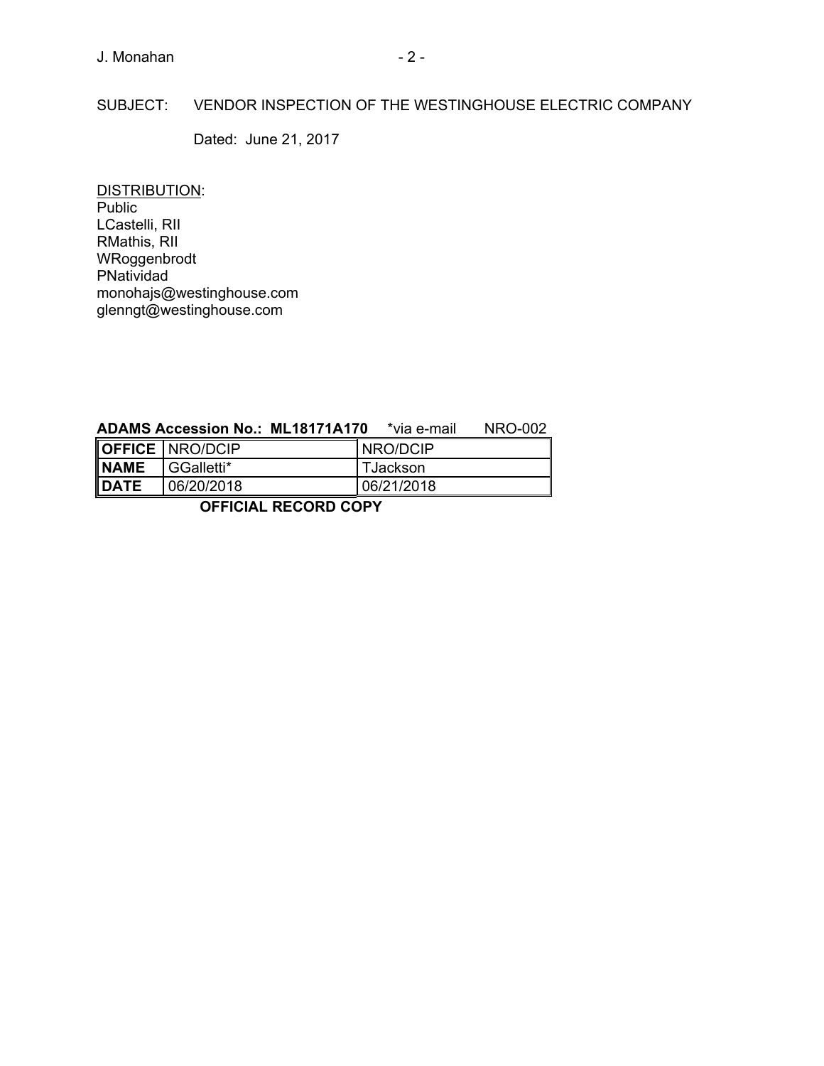SUBJECT: VENDOR INSPECTION OF THE WESTINGHOUSE ELECTRIC COMPANY

Dated: June 21, 2017

DISTRIBUTION:
Public
LCastelli, RII
RMathis, RII
WRoggenbrodt
PNatividad
monohajs@westinghouse.com
glenngt@westinghouse.com

**ADAMS Accession No.: ML18171A170** *via e-mail NRO-002

| | | |
|---|---|---|
| **OFFICE** | NRO/DCIP | NRO/DCIP |
| **NAME** | GGalletti* | TJackson |
| **DATE** | 06/20/2018 | 06/21/2018 |

**OFFICIAL RECORD COPY**